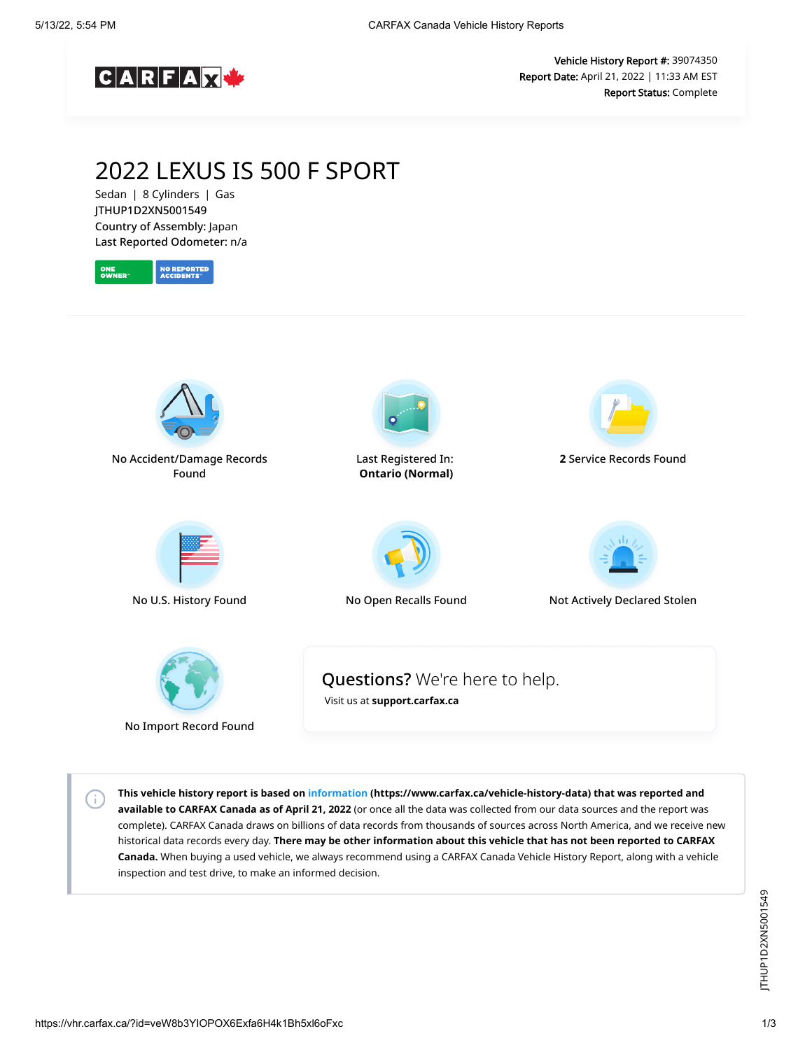CARFAX

**Vehicle History Report #:** 39074350
**Report Date:** April 21, 2022 | 11:33 AM EST
**Report Status:** Complete

# 2022 LEXUS IS 500 F SPORT

Sedan | 8 Cylinders | Gas
JTHUP1D2XN5001549
**Country of Assembly:** Japan
**Last Reported Odometer:** n/a

ONE OWNER™ | NO REPORTED ACCIDENTS™

No Accident/Damage Records Found

Last Registered In: **Ontario (Normal)**

**2** Service Records Found

No U.S. History Found

No Open Recalls Found

Not Actively Declared Stolen

No Import Record Found

**Questions?** We're here to help.
Visit us at **support.carfax.ca**

**This vehicle history report is based on information (https://www.carfax.ca/vehicle-history-data) that was reported and available to CARFAX Canada as of April 21, 2022** (or once all the data was collected from our data sources and the report was complete). CARFAX Canada draws on billions of data records from thousands of sources across North America, and we receive new historical data records every day. **There may be other information about this vehicle that has not been reported to CARFAX Canada.** When buying a used vehicle, we always recommend using a CARFAX Canada Vehicle History Report, along with a vehicle inspection and test drive, to make an informed decision.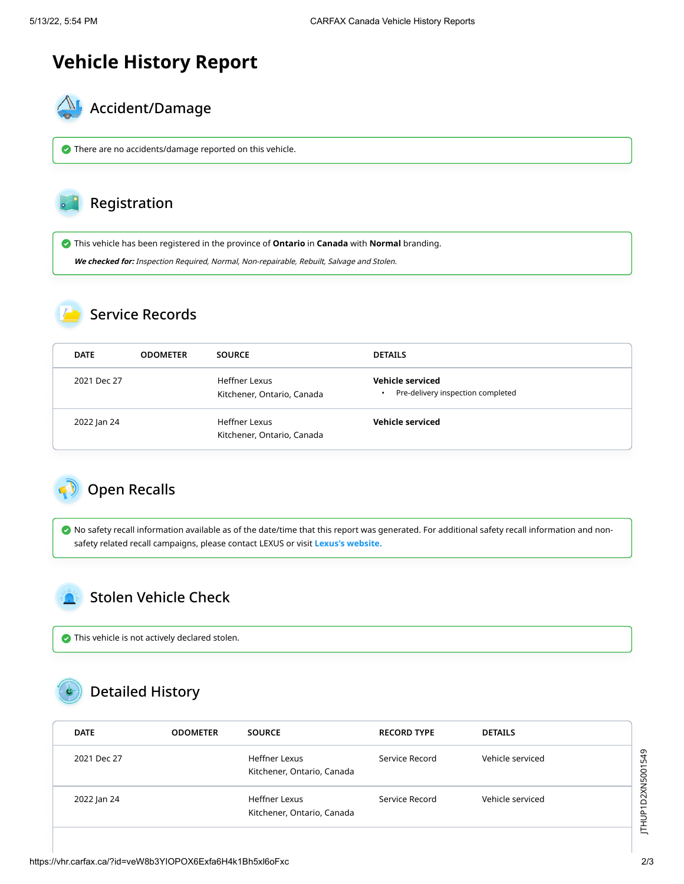# Vehicle History Report

## Accident/Damage

There are no accidents/damage reported on this vehicle.

## Registration

This vehicle has been registered in the province of **Ontario** in **Canada** with **Normal** branding.

***We checked for:*** *Inspection Required, Normal, Non-repairable, Rebuilt, Salvage and Stolen.*

## Service Records

| DATE | ODOMETER | SOURCE | DETAILS |
|---|---|---|---|
| 2021 Dec 27 | | Heffner Lexus<br>Kitchener, Ontario, Canada | **Vehicle serviced**<br>• Pre-delivery inspection completed |
| 2022 Jan 24 | | Heffner Lexus<br>Kitchener, Ontario, Canada | **Vehicle serviced** |

## Open Recalls

No safety recall information available as of the date/time that this report was generated. For additional safety recall information and non-safety related recall campaigns, please contact LEXUS or visit **Lexus's website.**

## Stolen Vehicle Check

This vehicle is not actively declared stolen.

## Detailed History

| DATE | ODOMETER | SOURCE | RECORD TYPE | DETAILS |
|---|---|---|---|---|
| 2021 Dec 27 | | Heffner Lexus<br>Kitchener, Ontario, Canada | Service Record | Vehicle serviced |
| 2022 Jan 24 | | Heffner Lexus<br>Kitchener, Ontario, Canada | Service Record | Vehicle serviced |

JTHUP1D2XN5001549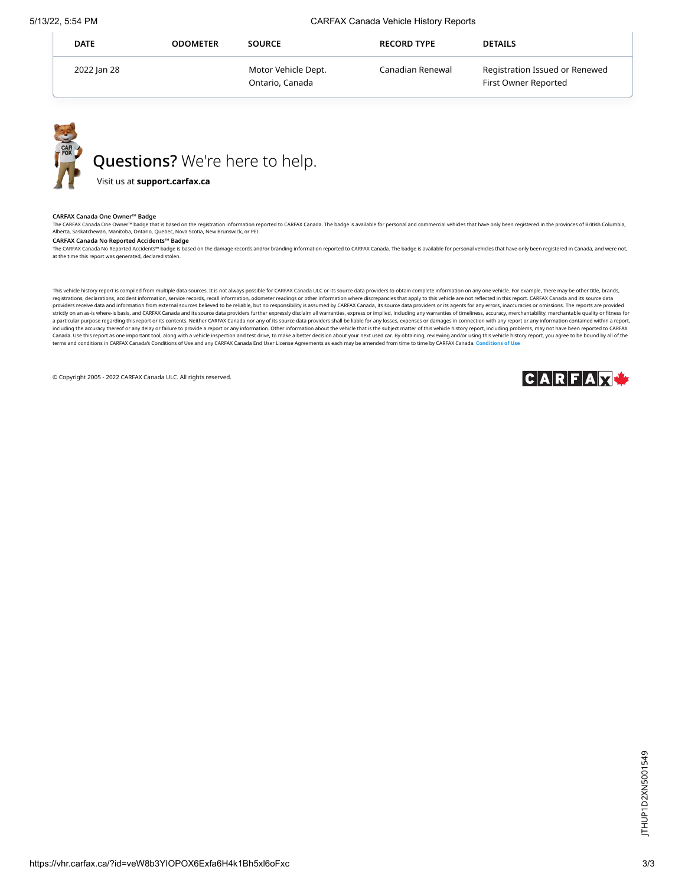| DATE | ODOMETER | SOURCE | RECORD TYPE | DETAILS |
|---|---|---|---|---|
| 2022 Jan 28 | | Motor Vehicle Dept.<br>Ontario, Canada | Canadian Renewal | Registration Issued or Renewed<br>First Owner Reported |

## Questions? We're here to help.

Visit us at **support.carfax.ca**

**CARFAX Canada One Owner™ Badge**

The CARFAX Canada One Owner™ badge that is based on the registration information reported to CARFAX Canada. The badge is available for personal and commercial vehicles that have only been registered in the provinces of British Columbia, Alberta, Saskatchewan, Manitoba, Ontario, Quebec, Nova Scotia, New Brunswick, or PEI.

**CARFAX Canada No Reported Accidents™ Badge**

The CARFAX Canada No Reported Accidents™ badge is based on the damage records and/or branding information reported to CARFAX Canada. The badge is available for personal vehicles that have only been registered in Canada, and were not, at the time this report was generated, declared stolen.

This vehicle history report is compiled from multiple data sources. It is not always possible for CARFAX Canada ULC or its source data providers to obtain complete information on any one vehicle. For example, there may be other title, brands, registrations, declarations, accident information, service records, recall information, odometer readings or other information where discrepancies that apply to this vehicle are not reflected in this report. CARFAX Canada and its source data providers receive data and information from external sources believed to be reliable, but no responsibility is assumed by CARFAX Canada, its source data providers or its agents for any errors, inaccuracies or omissions. The reports are provided strictly on an as-is where-is basis, and CARFAX Canada and its source data providers further expressly disclaim all warranties, express or implied, including any warranties of timeliness, accuracy, merchantability, merchantable quality or fitness for a particular purpose regarding this report or its contents. Neither CARFAX Canada nor any of its source data providers shall be liable for any losses, expenses or damages in connection with any report or any information contained within a report, including the accuracy thereof or any delay or failure to provide a report or any information. Other information about the vehicle that is the subject matter of this vehicle history report, including problems, may not have been reported to CARFAX Canada. Use this report as one important tool, along with a vehicle inspection and test drive, to make a better decision about your next used car. By obtaining, reviewing and/or using this vehicle history report, you agree to be bound by all of the terms and conditions in CARFAX Canada's Conditions of Use and any CARFAX Canada End User License Agreements as each may be amended from time to time by CARFAX Canada. Conditions of Use

© Copyright 2005 - 2022 CARFAX Canada ULC. All rights reserved.

JTHUP1D2XN5001549